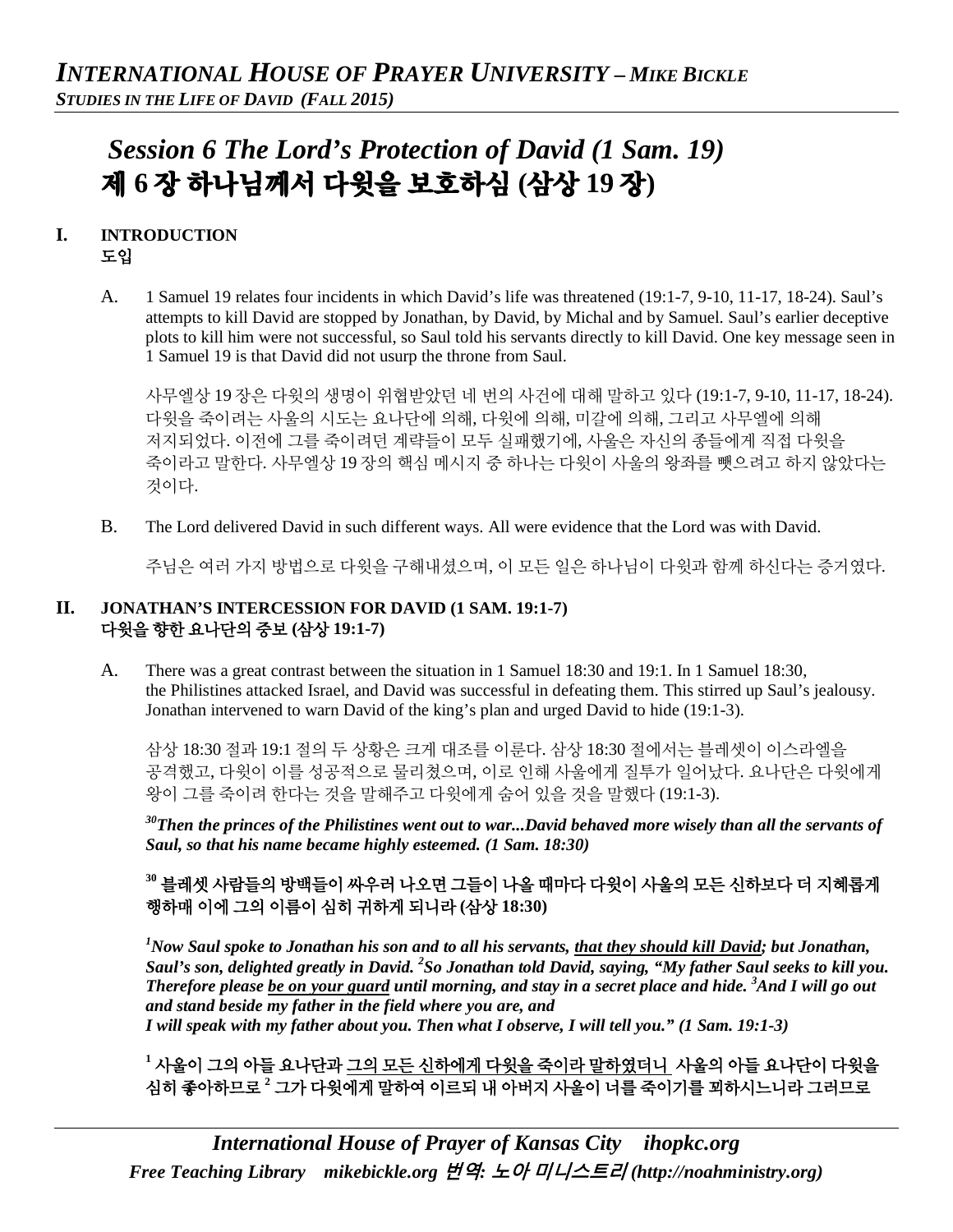# *Session 6 The Lord's Protection of David (1 Sam. 19)*
# 제 6 장 하나님께서 다윗을 보호하심 (삼상 19 장)

## I. INTRODUCTION
## 도입

A. 1 Samuel 19 relates four incidents in which David's life was threatened (19:1-7, 9-10, 11-17, 18-24). Saul's attempts to kill David are stopped by Jonathan, by David, by Michal and by Samuel. Saul's earlier deceptive plots to kill him were not successful, so Saul told his servants directly to kill David. One key message seen in 1 Samuel 19 is that David did not usurp the throne from Saul.

사무엘상 19 장은 다윗의 생명이 위협받았던 네 번의 사건에 대해 말하고 있다 (19:1-7, 9-10, 11-17, 18-24). 다윗을 죽이려는 사울의 시도는 요나단에 의해, 다윗에 의해, 미갈에 의해, 그리고 사무엘에 의해 저지되었다. 이전에 그를 죽이려던 계략들이 모두 실패했기에, 사울은 자신의 종들에게 직접 다윗을 죽이라고 말한다. 사무엘상 19 장의 핵심 메시지 중 하나는 다윗이 사울의 왕좌를 뺏으려고 하지 않았다는 것이다.

B. The Lord delivered David in such different ways. All were evidence that the Lord was with David.

주님은 여러 가지 방법으로 다윗을 구해내셨으며, 이 모든 일은 하나님이 다윗과 함께 하신다는 증거였다.

## II. JONATHAN'S INTERCESSION FOR DAVID (1 SAM. 19:1-7)
## 다윗을 향한 요나단의 중보 (삼상 19:1-7)

A. There was a great contrast between the situation in 1 Samuel 18:30 and 19:1. In 1 Samuel 18:30, the Philistines attacked Israel, and David was successful in defeating them. This stirred up Saul's jealousy. Jonathan intervened to warn David of the king's plan and urged David to hide (19:1-3).

삼상 18:30 절과 19:1 절의 두 상황은 크게 대조를 이룬다. 삼상 18:30 절에서는 블레셋이 이스라엘을 공격했고, 다윗이 이를 성공적으로 물리쳤으며, 이로 인해 사울에게 질투가 일어났다. 요나단은 다윗에게 왕이 그를 죽이려 한다는 것을 말해주고 다윗에게 숨어 있을 것을 말했다 (19:1-3).

***[30]Then the princes of the Philistines went out to war...David behaved more wisely than all the servants of Saul, so that his name became highly esteemed. (1 Sam. 18:30)***

**[30] 블레셋 사람들의 방백들이 싸우러 나오면 그들이 나올 때마다 다윗이 사울의 모든 신하보다 더 지혜롭게 행하매 이에 그의 이름이 심히 귀하게 되니라 (삼상 18:30)**

***[1]Now Saul spoke to Jonathan his son and to all his servants, <u>that they should kill David</u>; but Jonathan, Saul's son, delighted greatly in David. [2]So Jonathan told David, saying, "My father Saul seeks to kill you. Therefore please <u>be on your guard</u> until morning, and stay in a secret place and hide. [3]And I will go out and stand beside my father in the field where you are, and I will speak with my father about you. Then what I observe, I will tell you." (1 Sam. 19:1-3)***

**[1] 사울이 그의 아들 요나단과 <u>그의 모든 신하에게 다윗을 죽이라 말하였더니</u> 사울의 아들 요나단이 다윗을 심히 좋아하므로 [2] 그가 다윗에게 말하여 이르되 내 아버지 사울이 너를 죽이기를 꾀하시느니라 그러므로**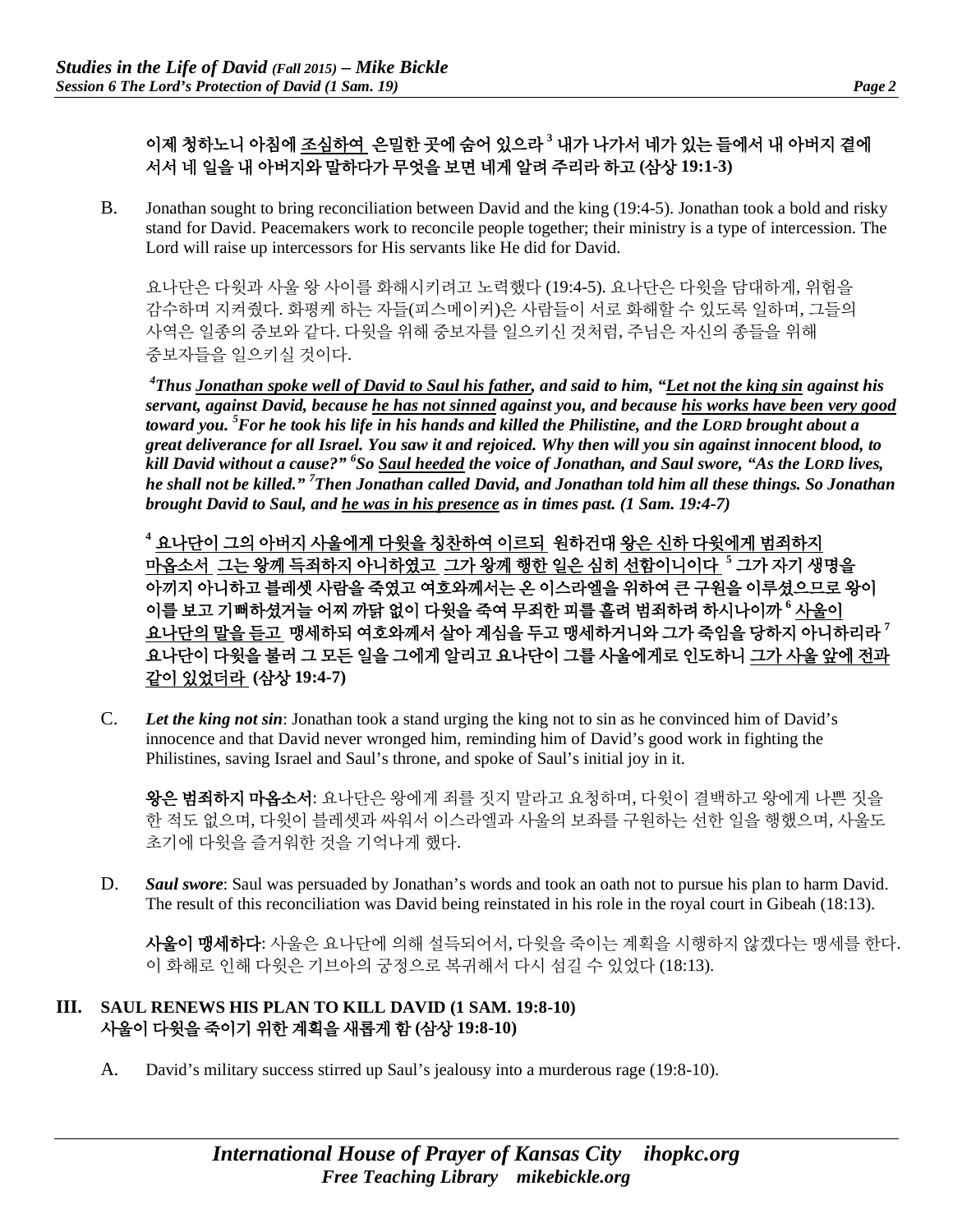**이제 청하노니 아침에 <u>조심하여</u> 은밀한 곳에 숨어 있으라 [3] 내가 나가서 네가 있는 들에서 내 아버지 곁에 서서 네 일을 내 아버지와 말하다가 무엇을 보면 네게 알려 주리라 하고 (삼상 19:1-3)**

B. Jonathan sought to bring reconciliation between David and the king (19:4-5). Jonathan took a bold and risky stand for David. Peacemakers work to reconcile people together; their ministry is a type of intercession. The Lord will raise up intercessors for His servants like He did for David.

요나단은 다윗과 사울 왕 사이를 화해시키려고 노력했다 (19:4-5). 요나단은 다윗을 담대하게, 위험을 감수하며 지켜줬다. 화평케 하는 자들(피스메이커)은 사람들이 서로 화해할 수 있도록 일하며, 그들의 사역은 일종의 중보와 같다. 다윗을 위해 중보자를 일으키신 것처럼, 주님은 자신의 종들을 위해 중보자들을 일으키실 것이다.

***[4]Thus <u>Jonathan spoke well of David to Saul his father</u>, and said to him, "<u>Let not the king sin</u> against his servant, against David, because <u>he has not sinned</u> against you, and because <u>his works have been very good</u> toward you. [5]For he took his life in his hands and killed the Philistine, and the LORD brought about a great deliverance for all Israel. You saw it and rejoiced. Why then will you sin against innocent blood, to kill David without a cause?" [6]So <u>Saul heeded</u> the voice of Jonathan, and Saul swore, "As the LORD lives, he shall not be killed." [7]Then Jonathan called David, and Jonathan told him all these things. So Jonathan brought David to Saul, and <u>he was in his presence</u> as in times past. (1 Sam. 19:4-7)***

**[4] <u>요나단이 그의 아버지 사울에게 다윗을 칭찬하여 이르되</u> <u>원하건대 왕은 신하 다윗에게 범죄하지 마옵소서</u> <u>그는 왕께 득죄하지 아니하였고</u> <u>그가 왕께 행한 일은 심히 선함이니이다</u> [5] 그가 자기 생명을 아끼지 아니하고 블레셋 사람을 죽였고 여호와께서는 온 이스라엘을 위하여 큰 구원을 이루셨으므로 왕이 이를 보고 기뻐하셨거늘 어찌 까닭 없이 다윗을 죽여 무죄한 피를 흘려 범죄하려 하시나이까 [6] <u>사울이 요나단의 말을 듣고</u> 맹세하되 여호와께서 살아 계심을 두고 맹세하거니와 그가 죽임을 당하지 아니하리라 [7] 요나단이 다윗을 불러 그 모든 일을 그에게 알리고 요나단이 그를 사울에게로 인도하니 <u>그가 사울 앞에 전과 같이 있었더라</u> (삼상 19:4-7)**

C. ***Let the king not sin***: Jonathan took a stand urging the king not to sin as he convinced him of David's innocence and that David never wronged him, reminding him of David's good work in fighting the Philistines, saving Israel and Saul's throne, and spoke of Saul's initial joy in it.

**왕은 범죄하지 마옵소서**: 요나단은 왕에게 죄를 짓지 말라고 요청하며, 다윗이 결백하고 왕에게 나쁜 짓을 한 적도 없으며, 다윗이 블레셋과 싸워서 이스라엘과 사울의 보좌를 구원하는 선한 일을 행했으며, 사울도 초기에 다윗을 즐거워한 것을 기억나게 했다.

D. ***Saul swore***: Saul was persuaded by Jonathan's words and took an oath not to pursue his plan to harm David. The result of this reconciliation was David being reinstated in his role in the royal court in Gibeah (18:13).

**사울이 맹세하다**: 사울은 요나단에 의해 설득되어서, 다윗을 죽이는 계획을 시행하지 않겠다는 맹세를 한다. 이 화해로 인해 다윗은 기브아의 궁정으로 복귀해서 다시 섬길 수 있었다 (18:13).

## III. SAUL RENEWS HIS PLAN TO KILL DAVID (1 SAM. 19:8-10) 사울이 다윗을 죽이기 위한 계획을 새롭게 함 (삼상 19:8-10)

A. David's military success stirred up Saul's jealousy into a murderous rage (19:8-10).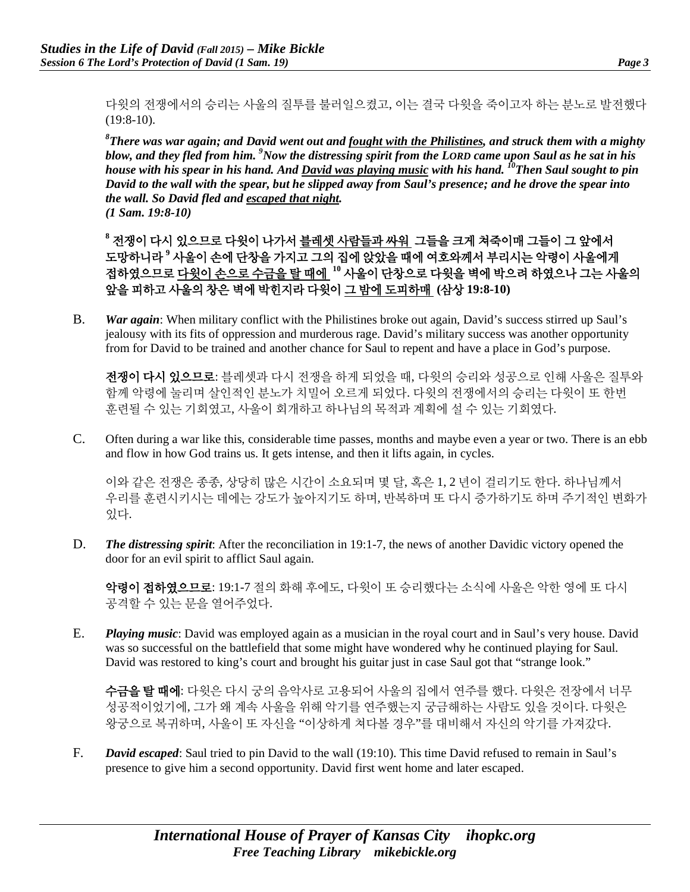다윗의 전쟁에서의 승리는 사울의 질투를 불러일으켰고, 이는 결국 다윗을 죽이고자 하는 분노로 발전했다 (19:8-10).

***[8]There was war again; and David went out and <u>fought with the Philistines</u>, and struck them with a mighty blow, and they fled from him. [9]Now the distressing spirit from the LORD came upon Saul as he sat in his house with his spear in his hand. And <u>David was playing music</u> with his hand. [10]Then Saul sought to pin David to the wall with the spear, but he slipped away from Saul's presence; and he drove the spear into the wall. So David fled and <u>escaped that night</u>.***
***(1 Sam. 19:8-10)***

**[8] 전쟁이 다시 있으므로 다윗이 나가서 <u>블레셋 사람들과 싸워</u> 그들을 크게 쳐죽이매 그들이 그 앞에서 도망하니라 [9] 사울이 손에 단창을 가지고 그의 집에 앉았을 때에 여호와께서 부리시는 악령이 사울에게 접하였으므로 <u>다윗이 손으로 수금을 탈 때에</u> [10] 사울이 단창으로 다윗을 벽에 박으려 하였으나 그는 사울의 앞을 피하고 사울의 창은 벽에 박힌지라 다윗이 <u>그 밤에 도피하매</u> (삼상 19:8-10)**

B. ***War again***: When military conflict with the Philistines broke out again, David's success stirred up Saul's jealousy with its fits of oppression and murderous rage. David's military success was another opportunity from for David to be trained and another chance for Saul to repent and have a place in God's purpose.

**전쟁이 다시 있으므로**: 블레셋과 다시 전쟁을 하게 되었을 때, 다윗의 승리와 성공으로 인해 사울은 질투와 함께 악령에 눌리며 살인적인 분노가 치밀어 오르게 되었다. 다윗의 전쟁에서의 승리는 다윗이 또 한번 훈련될 수 있는 기회였고, 사울이 회개하고 하나님의 목적과 계획에 설 수 있는 기회였다.

C. Often during a war like this, considerable time passes, months and maybe even a year or two. There is an ebb and flow in how God trains us. It gets intense, and then it lifts again, in cycles.

이와 같은 전쟁은 종종, 상당히 많은 시간이 소요되며 몇 달, 혹은 1, 2 년이 걸리기도 한다. 하나님께서 우리를 훈련시키시는 데에는 강도가 높아지기도 하며, 반복하며 또 다시 증가하기도 하며 주기적인 변화가 있다.

D. ***The distressing spirit***: After the reconciliation in 19:1-7, the news of another Davidic victory opened the door for an evil spirit to afflict Saul again.

**악령이 접하였으므로**: 19:1-7 절의 화해 후에도, 다윗이 또 승리했다는 소식에 사울은 악한 영에 또 다시 공격할 수 있는 문을 열어주었다.

E. ***Playing music***: David was employed again as a musician in the royal court and in Saul's very house. David was so successful on the battlefield that some might have wondered why he continued playing for Saul. David was restored to king's court and brought his guitar just in case Saul got that "strange look."

**수금을 탈 때에**: 다윗은 다시 궁의 음악사로 고용되어 사울의 집에서 연주를 했다. 다윗은 전장에서 너무 성공적이었기에, 그가 왜 계속 사울을 위해 악기를 연주했는지 궁금해하는 사람도 있을 것이다. 다윗은 왕궁으로 복귀하며, 사울이 또 자신을 "이상하게 쳐다볼 경우"를 대비해서 자신의 악기를 가져갔다.

F. ***David escaped***: Saul tried to pin David to the wall (19:10). This time David refused to remain in Saul's presence to give him a second opportunity. David first went home and later escaped.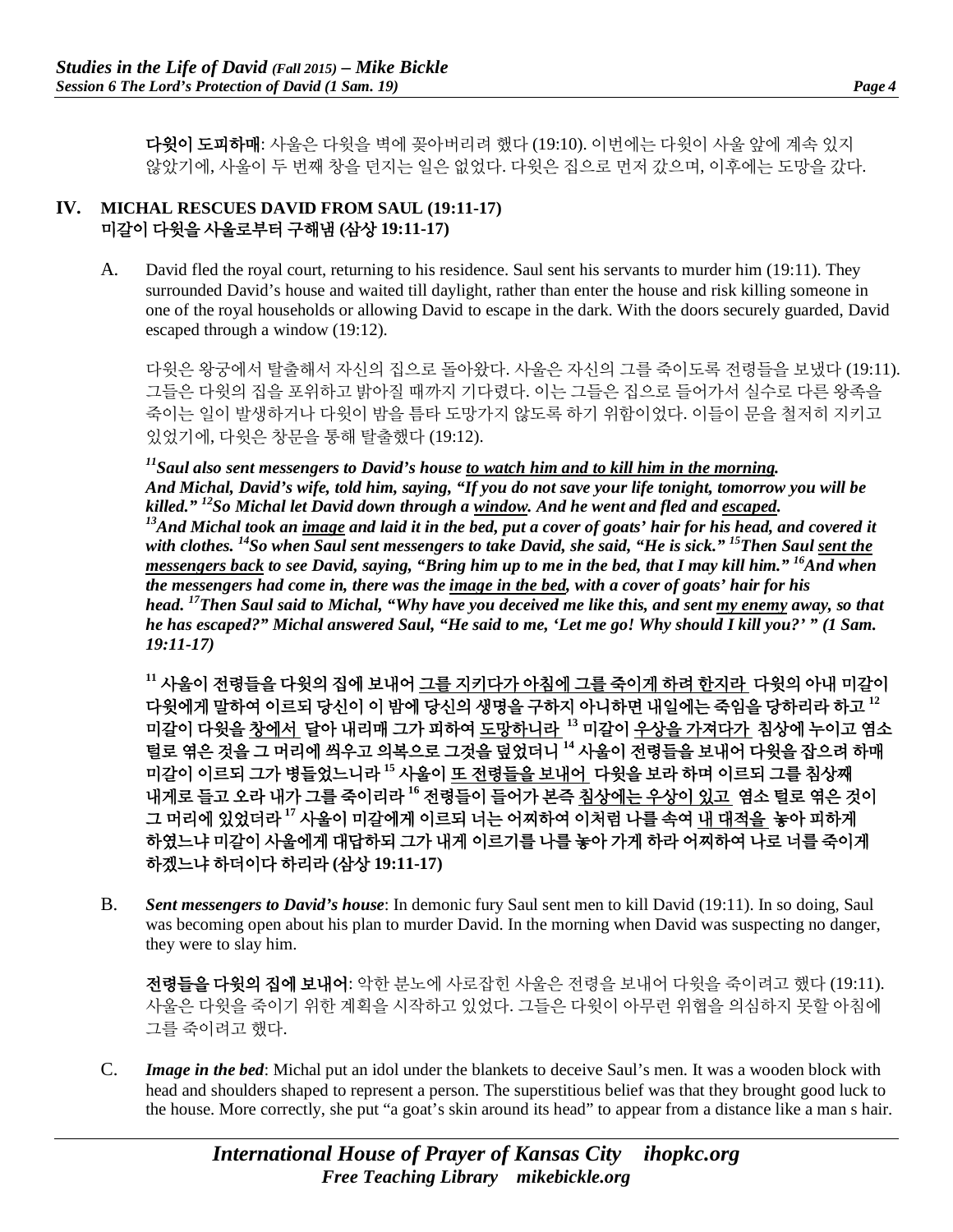**다윗이 도피하매**: 사울은 다윗을 벽에 꽂아버리려 했다 (19:10). 이번에는 다윗이 사울 앞에 계속 있지 않았기에, 사울이 두 번째 창을 던지는 일은 없었다. 다윗은 집으로 먼저 갔으며, 이후에는 도망을 갔다.

## IV. MICHAL RESCUES DAVID FROM SAUL (19:11-17) 미갈이 다윗을 사울로부터 구해냄 (삼상 19:11-17)

A. David fled the royal court, returning to his residence. Saul sent his servants to murder him (19:11). They surrounded David's house and waited till daylight, rather than enter the house and risk killing someone in one of the royal households or allowing David to escape in the dark. With the doors securely guarded, David escaped through a window (19:12).

다윗은 왕궁에서 탈출해서 자신의 집으로 돌아왔다. 사울은 자신의 그를 죽이도록 전령들을 보냈다 (19:11). 그들은 다윗의 집을 포위하고 밝아질 때까지 기다렸다. 이는 그들은 집으로 들어가서 실수로 다른 왕족을 죽이는 일이 발생하거나 다윗이 밤을 틈타 도망가지 않도록 하기 위함이었다. 이들이 문을 철저히 지키고 있었기에, 다윗은 창문을 통해 탈출했다 (19:12).

***[11]Saul also sent messengers to David's house <u>to watch him and to kill him in the morning</u>. And Michal, David's wife, told him, saying, "If you do not save your life tonight, tomorrow you will be killed." [12]So Michal let David down through a <u>window</u>. And he went and fled and <u>escaped</u>. [13]And Michal took an <u>image</u> and laid it in the bed, put a cover of goats' hair for his head, and covered it with clothes. [14]So when Saul sent messengers to take David, she said, "He is sick." [15]Then Saul <u>sent the messengers back</u> to see David, saying, "Bring him up to me in the bed, that I may kill him." [16]And when the messengers had come in, there was the <u>image in the bed</u>, with a cover of goats' hair for his head. [17]Then Saul said to Michal, "Why have you deceived me like this, and sent <u>my enemy</u> away, so that he has escaped?" Michal answered Saul, "He said to me, 'Let me go! Why should I kill you?' " (1 Sam. 19:11-17)***

**[11] 사울이 전령들을 다윗의 집에 보내어 <u>그를 지키다가 아침에 그를 죽이게 하려 한지라</u> 다윗의 아내 미갈이 다윗에게 말하여 이르되 당신이 이 밤에 당신의 생명을 구하지 아니하면 내일에는 죽임을 당하리라 하고 [12] 미갈이 다윗을 <u>창에서</u> 달아 내리매 그가 피하여 <u>도망하니라</u> [13] 미갈이 <u>우상을 가져다가</u> 침상에 누이고 염소 털로 엮은 것을 그 머리에 씌우고 의복으로 그것을 덮었더니 [14] 사울이 전령들을 보내어 다윗을 잡으려 하매 미갈이 이르되 그가 병들었느니라 [15] 사울이 <u>또 전령들을 보내어</u> 다윗을 보라 하며 이르되 그를 침상째 내게로 들고 오라 내가 그를 죽이리라 [16] 전령들이 들어가 본즉 <u>침상에는 우상이 있고</u> 염소 털로 엮은 것이 그 머리에 있었더라 [17] 사울이 미갈에게 이르되 너는 어찌하여 이처럼 나를 속여 <u>내 대적을</u> 놓아 피하게 하였느냐 미갈이 사울에게 대답하되 그가 내게 이르기를 나를 놓아 가게 하라 어찌하여 나로 너를 죽이게 하겠느냐 하더이다 하니라 (삼상 19:11-17)**

B. ***Sent messengers to David's house***: In demonic fury Saul sent men to kill David (19:11). In so doing, Saul was becoming open about his plan to murder David. In the morning when David was suspecting no danger, they were to slay him.

**전령들을 다윗의 집에 보내어**: 악한 분노에 사로잡힌 사울은 전령을 보내어 다윗을 죽이려고 했다 (19:11). 사울은 다윗을 죽이기 위한 계획을 시작하고 있었다. 그들은 다윗이 아무런 위협을 의심하지 못할 아침에 그를 죽이려고 했다.

C. ***Image in the bed***: Michal put an idol under the blankets to deceive Saul's men. It was a wooden block with head and shoulders shaped to represent a person. The superstitious belief was that they brought good luck to the house. More correctly, she put "a goat's skin around its head" to appear from a distance like a man s hair.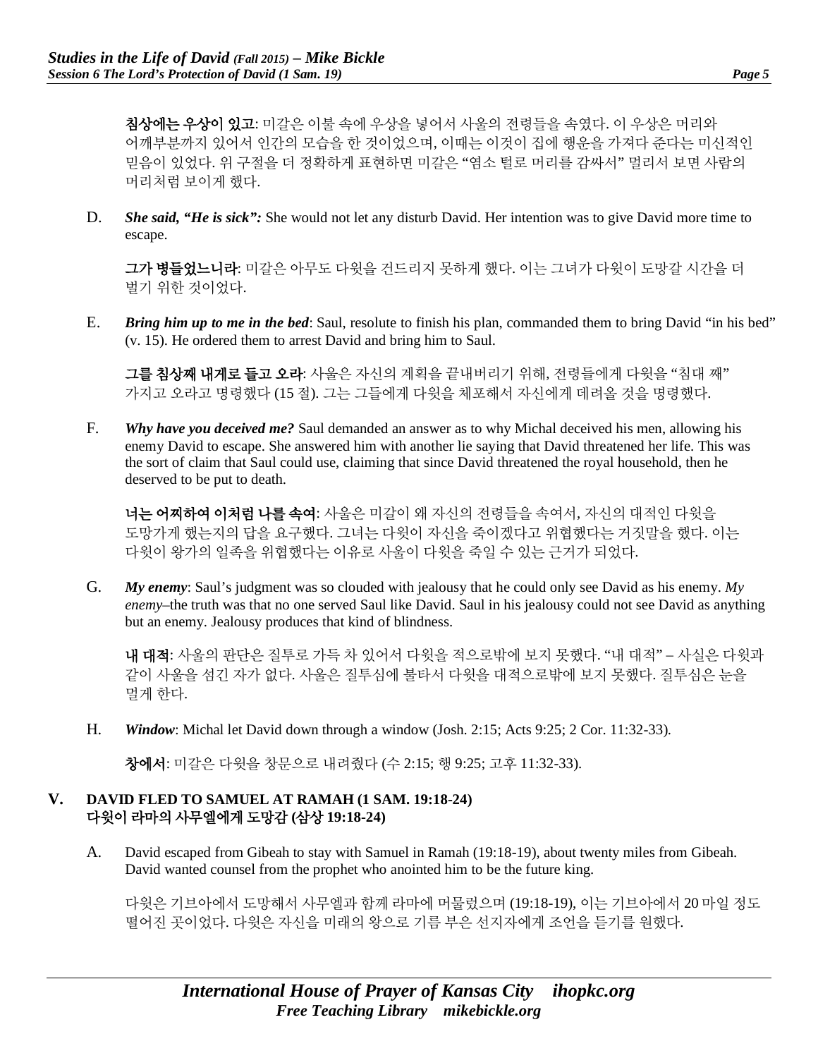**침상에는 우상이 있고**: 미갈은 이불 속에 우상을 넣어서 사울의 전령들을 속였다. 이 우상은 머리와 어깨부분까지 있어서 인간의 모습을 한 것이었으며, 이때는 이것이 집에 행운을 가져다 준다는 미신적인 믿음이 있었다. 위 구절을 더 정확하게 표현하면 미갈은 "염소 털로 머리를 감싸서" 멀리서 보면 사람의 머리처럼 보이게 했다.

D. ***She said, "He is sick":*** She would not let any disturb David. Her intention was to give David more time to escape.

**그가 병들었느니라**: 미갈은 아무도 다윗을 건드리지 못하게 했다. 이는 그녀가 다윗이 도망갈 시간을 더 벌기 위한 것이었다.

E. ***Bring him up to me in the bed***: Saul, resolute to finish his plan, commanded them to bring David "in his bed" (v. 15). He ordered them to arrest David and bring him to Saul.

**그를 침상째 내게로 들고 오라**: 사울은 자신의 계획을 끝내버리기 위해, 전령들에게 다윗을 "침대 째" 가지고 오라고 명령했다 (15 절). 그는 그들에게 다윗을 체포해서 자신에게 데려올 것을 명령했다.

F. ***Why have you deceived me?*** Saul demanded an answer as to why Michal deceived his men, allowing his enemy David to escape. She answered him with another lie saying that David threatened her life. This was the sort of claim that Saul could use, claiming that since David threatened the royal household, then he deserved to be put to death.

**너는 어찌하여 이처럼 나를 속여**: 사울은 미갈이 왜 자신의 전령들을 속여서, 자신의 대적인 다윗을 도망가게 했는지의 답을 요구했다. 그녀는 다윗이 자신을 죽이겠다고 위협했다는 거짓말을 했다. 이는 다윗이 왕가의 일족을 위협했다는 이유로 사울이 다윗을 죽일 수 있는 근거가 되었다.

G. ***My enemy***: Saul's judgment was so clouded with jealousy that he could only see David as his enemy. *My enemy*–the truth was that no one served Saul like David. Saul in his jealousy could not see David as anything but an enemy. Jealousy produces that kind of blindness.

**내 대적**: 사울의 판단은 질투로 가득 차 있어서 다윗을 적으로밖에 보지 못했다. "내 대적" – 사실은 다윗과 같이 사울을 섬긴 자가 없다. 사울은 질투심에 불타서 다윗을 대적으로밖에 보지 못했다. 질투심은 눈을 멀게 한다.

H. ***Window***: Michal let David down through a window (Josh. 2:15; Acts 9:25; 2 Cor. 11:32-33).

**창에서**: 미갈은 다윗을 창문으로 내려줬다 (수 2:15; 행 9:25; 고후 11:32-33).

## V. DAVID FLED TO SAMUEL AT RAMAH (1 SAM. 19:18-24)
## 다윗이 라마의 사무엘에게 도망감 (삼상 19:18-24)

A. David escaped from Gibeah to stay with Samuel in Ramah (19:18-19), about twenty miles from Gibeah. David wanted counsel from the prophet who anointed him to be the future king.

다윗은 기브아에서 도망해서 사무엘과 함께 라마에 머물렀으며 (19:18-19), 이는 기브아에서 20 마일 정도 떨어진 곳이었다. 다윗은 자신을 미래의 왕으로 기름 부은 선지자에게 조언을 듣기를 원했다.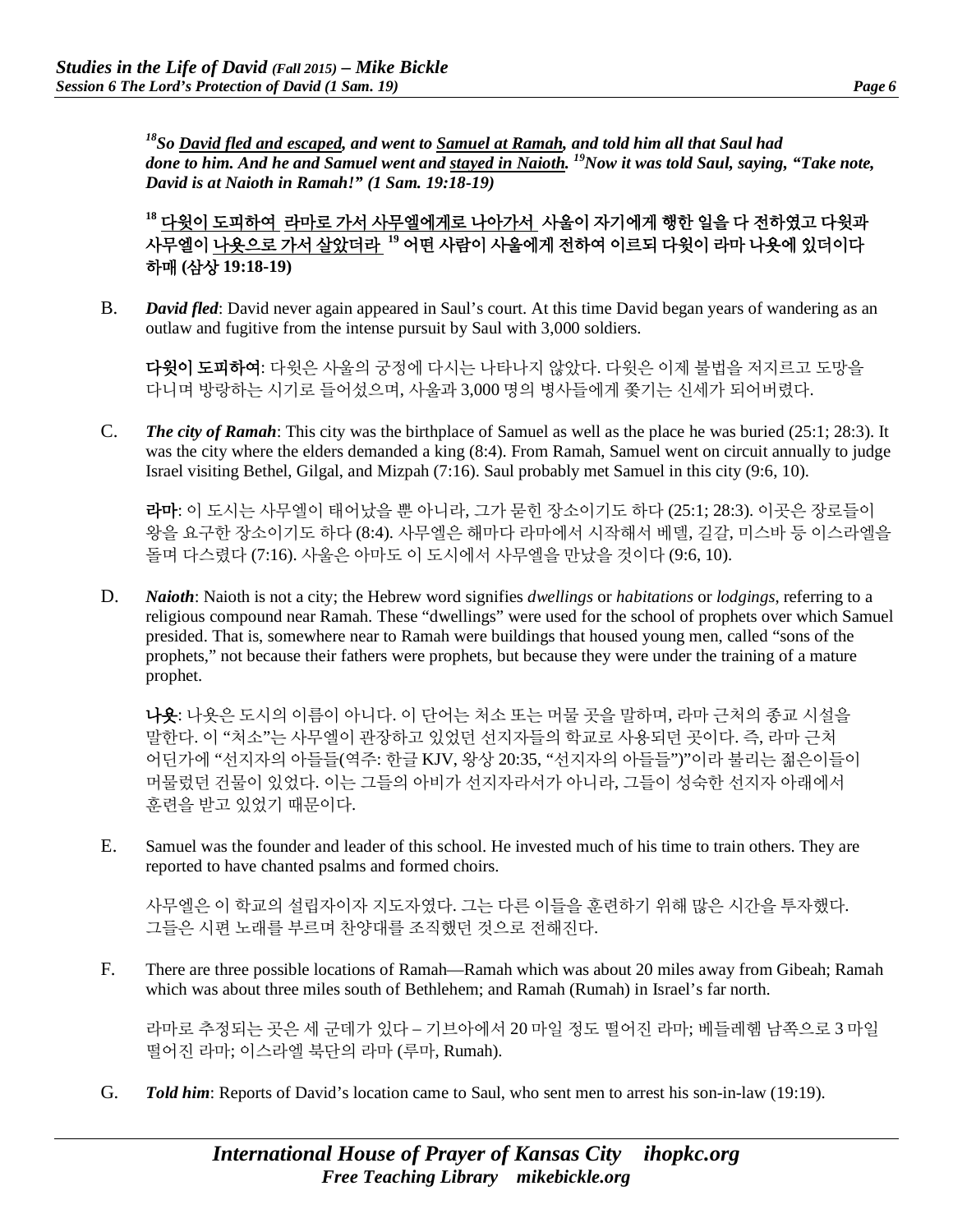***[18]So David fled and escaped, and went to Samuel at Ramah, and told him all that Saul had done to him. And he and Samuel went and stayed in Naioth. [19]Now it was told Saul, saying, "Take note, David is at Naioth in Ramah!" (1 Sam. 19:18-19)***

**[18] 다윗이 도피하여 라마로 가서 사무엘에게로 나아가서 사울이 자기에게 행한 일을 다 전하였고 다윗과 사무엘이 나욧으로 가서 살았더라 [19] 어떤 사람이 사울에게 전하여 이르되 다윗이 라마 나욧에 있더이다 하매 (삼상 19:18-19)**

B. ***David fled***: David never again appeared in Saul's court. At this time David began years of wandering as an outlaw and fugitive from the intense pursuit by Saul with 3,000 soldiers.

**다윗이 도피하여**: 다윗은 사울의 궁정에 다시는 나타나지 않았다. 다윗은 이제 불법을 저지르고 도망을 다니며 방랑하는 시기로 들어섰으며, 사울과 3,000 명의 병사들에게 쫓기는 신세가 되어버렸다.

C. ***The city of Ramah***: This city was the birthplace of Samuel as well as the place he was buried (25:1; 28:3). It was the city where the elders demanded a king (8:4). From Ramah, Samuel went on circuit annually to judge Israel visiting Bethel, Gilgal, and Mizpah (7:16). Saul probably met Samuel in this city (9:6, 10).

**라마**: 이 도시는 사무엘이 태어났을 뿐 아니라, 그가 묻힌 장소이기도 하다 (25:1; 28:3). 이곳은 장로들이 왕을 요구한 장소이기도 하다 (8:4). 사무엘은 해마다 라마에서 시작해서 베델, 길갈, 미스바 등 이스라엘을 돌며 다스렸다 (7:16). 사울은 아마도 이 도시에서 사무엘을 만났을 것이다 (9:6, 10).

D. ***Naioth***: Naioth is not a city; the Hebrew word signifies *dwellings* or *habitations* or *lodgings*, referring to a religious compound near Ramah. These "dwellings" were used for the school of prophets over which Samuel presided. That is, somewhere near to Ramah were buildings that housed young men, called "sons of the prophets," not because their fathers were prophets, but because they were under the training of a mature prophet.

**나욧**: 나욧은 도시의 이름이 아니다. 이 단어는 처소 또는 머물 곳을 말하며, 라마 근처의 종교 시설을 말한다. 이 "처소"는 사무엘이 관장하고 있었던 선지자들의 학교로 사용되던 곳이다. 즉, 라마 근처 어딘가에 "선지자의 아들들(역주: 한글 KJV, 왕상 20:35, "선지자의 아들들")"이라 불리는 젊은이들이 머물렀던 건물이 있었다. 이는 그들의 아비가 선지자라서가 아니라, 그들이 성숙한 선지자 아래에서 훈련을 받고 있었기 때문이다.

E. Samuel was the founder and leader of this school. He invested much of his time to train others. They are reported to have chanted psalms and formed choirs.

사무엘은 이 학교의 설립자이자 지도자였다. 그는 다른 이들을 훈련하기 위해 많은 시간을 투자했다. 그들은 시편 노래를 부르며 찬양대를 조직했던 것으로 전해진다.

F. There are three possible locations of Ramah—Ramah which was about 20 miles away from Gibeah; Ramah which was about three miles south of Bethlehem; and Ramah (Rumah) in Israel's far north.

라마로 추정되는 곳은 세 군데가 있다 – 기브아에서 20 마일 정도 떨어진 라마; 베들레헴 남쪽으로 3 마일 떨어진 라마; 이스라엘 북단의 라마 (루마, Rumah).

G. ***Told him***: Reports of David's location came to Saul, who sent men to arrest his son-in-law (19:19).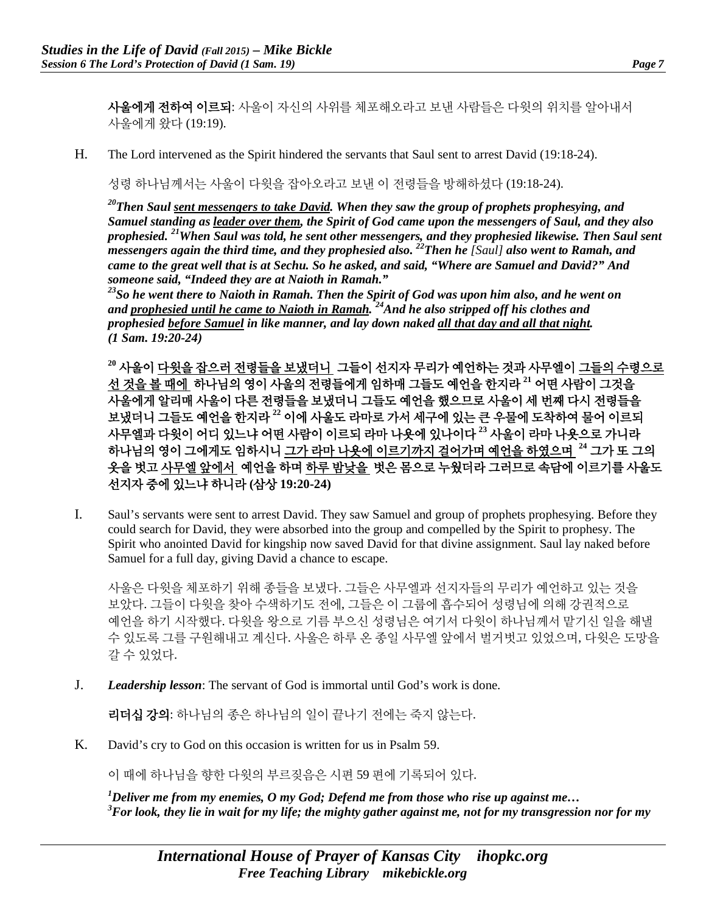**사울에게 전하여 이르되**: 사울이 자신의 사위를 체포해오라고 보낸 사람들은 다윗의 위치를 알아내서 사울에게 왔다 (19:19).

H. The Lord intervened as the Spirit hindered the servants that Saul sent to arrest David (19:18-24).

성령 하나님께서는 사울이 다윗을 잡아오라고 보낸 이 전령들을 방해하셨다 (19:18-24).

***[20]Then Saul <u>sent messengers to take David</u>. When they saw the group of prophets prophesying, and Samuel standing as <u>leader over them</u>, the Spirit of God came upon the messengers of Saul, and they also prophesied. [21]When Saul was told, he sent other messengers, and they prophesied likewise. Then Saul sent messengers again the third time, and they prophesied also. [22]Then he [Saul] also went to Ramah, and came to the great well that is at Sechu. So he asked, and said, "Where are Samuel and David?" And someone said, "Indeed they are at Naioth in Ramah."***
***[23]So he went there to Naioth in Ramah. Then the Spirit of God was upon him also, and he went on and <u>prophesied until he came to Naioth in Ramah</u>. [24]And he also stripped off his clothes and prophesied <u>before Samuel</u> in like manner, and lay down naked <u>all that day and all that night</u>. (1 Sam. 19:20-24)***

**[20] 사울이 <u>다윗을 잡으러 전령들을 보냈더니</u> 그들이 선지자 무리가 예언하는 것과 사무엘이 <u>그들의 수령으로 선 것을 볼 때에</u> 하나님의 영이 사울의 전령들에게 임하매 그들도 예언을 한지라 [21] 어떤 사람이 그것을 사울에게 알리매 사울이 다른 전령들을 보냈더니 그들도 예언을 했으므로 사울이 세 번째 다시 전령들을 보냈더니 그들도 예언을 한지라 [22] 이에 사울도 라마로 가서 세구에 있는 큰 우물에 도착하여 물어 이르되 사무엘과 다윗이 어디 있느냐 어떤 사람이 이르되 라마 나욧에 있나이다 [23] 사울이 라마 나욧으로 가니라 하나님의 영이 그에게도 임하시니 <u>그가 라마 나욧에 이르기까지 걸어가며 예언을 하였으며</u> [24] 그가 또 그의 옷을 벗고 <u>사무엘 앞에서</u> 예언을 하며 <u>하루 밤낮을</u> 벗은 몸으로 누웠더라 그러므로 속담에 이르기를 사울도 선지자 중에 있느냐 하니라 (삼상 19:20-24)**

I. Saul's servants were sent to arrest David. They saw Samuel and group of prophets prophesying. Before they could search for David, they were absorbed into the group and compelled by the Spirit to prophesy. The Spirit who anointed David for kingship now saved David for that divine assignment. Saul lay naked before Samuel for a full day, giving David a chance to escape.

사울은 다윗을 체포하기 위해 종들을 보냈다. 그들은 사무엘과 선지자들의 무리가 예언하고 있는 것을 보았다. 그들이 다윗을 찾아 수색하기도 전에, 그들은 이 그룹에 흡수되어 성령님에 의해 강권적으로 예언을 하기 시작했다. 다윗을 왕으로 기름 부으신 성령님은 여기서 다윗이 하나님께서 맡기신 일을 해낼 수 있도록 그를 구원해내고 계신다. 사울은 하루 온 종일 사무엘 앞에서 벌거벗고 있었으며, 다윗은 도망을 갈 수 있었다.

J. ***Leadership lesson***: The servant of God is immortal until God's work is done.

**리더십 강의**: 하나님의 종은 하나님의 일이 끝나기 전에는 죽지 않는다.

K. David's cry to God on this occasion is written for us in Psalm 59.

이 때에 하나님을 향한 다윗의 부르짖음은 시편 59 편에 기록되어 있다.

***[1]Deliver me from my enemies, O my God; Defend me from those who rise up against me…***
***[3]For look, they lie in wait for my life; the mighty gather against me, not for my transgression nor for my***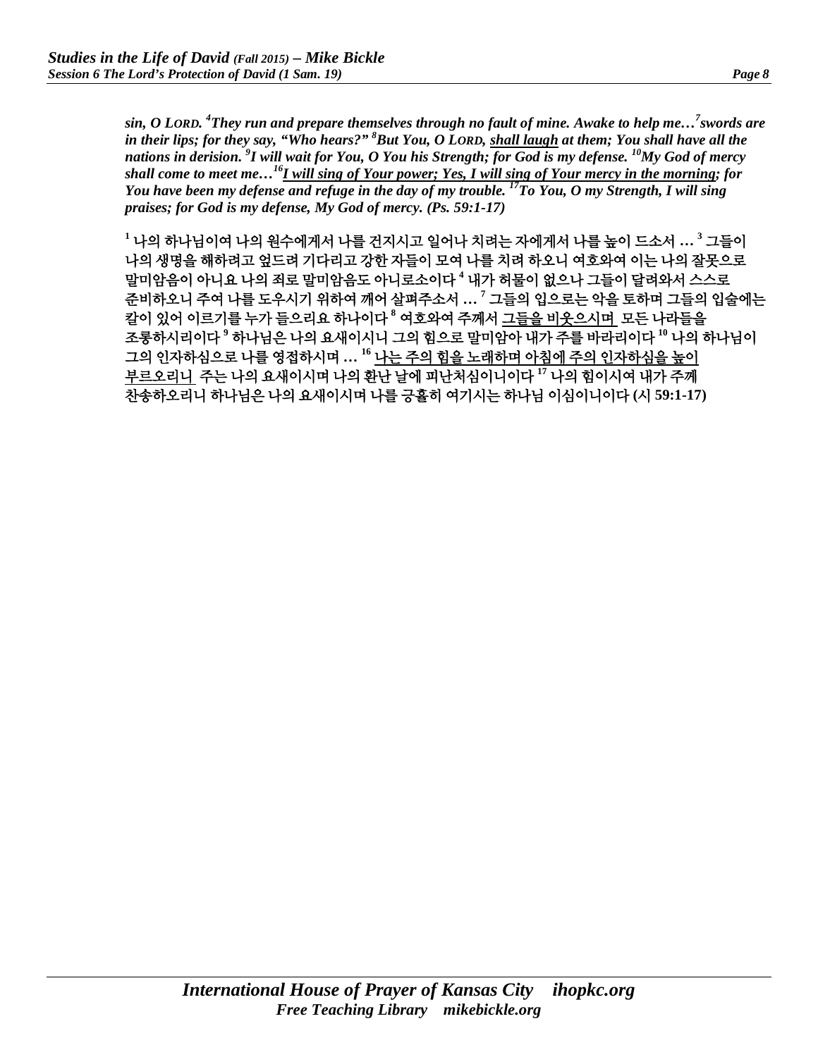***sin, O Lord. [4]They run and prepare themselves through no fault of mine. Awake to help me…[7]swords are in their lips; for they say, "Who hears?" [8]But You, O Lord, <u>shall laugh</u> at them; You shall have all the nations in derision. [9]I will wait for You, O You his Strength; for God is my defense. [10]My God of mercy shall come to meet me…[16]<u>I will sing of Your power; Yes, I will sing of Your mercy in the morning</u>; for You have been my defense and refuge in the day of my trouble. [17]To You, O my Strength, I will sing praises; for God is my defense, My God of mercy. (Ps. 59:1-17)***

**[1] 나의 하나님이여 나의 원수에게서 나를 건지시고 일어나 치려는 자에게서 나를 높이 드소서 … [3] 그들이 나의 생명을 해하려고 엎드려 기다리고 강한 자들이 모여 나를 치려 하오니 여호와여 이는 나의 잘못으로 말미암음이 아니요 나의 죄로 말미암음도 아니로소이다 [4] 내가 허물이 없으나 그들이 달려와서 스스로 준비하오니 주여 나를 도우시기 위하여 깨어 살펴주소서 … [7] 그들의 입으로는 악을 토하며 그들의 입술에는 칼이 있어 이르기를 누가 들으리요 하나이다 [8] 여호와여 주께서 <u>그들을 비웃으시며</u> 모든 나라들을 조롱하시리이다 [9] 하나님은 나의 요새이시니 그의 힘으로 말미암아 내가 주를 바라리이다 [10] 나의 하나님이 그의 인자하심으로 나를 영접하시며 … [16] <u>나는 주의 힘을 노래하며 아침에 주의 인자하심을 높이 부르오리니</u> 주는 나의 요새이시며 나의 환난 날에 피난처심이니이다 [17] 나의 힘이시여 내가 주께 찬송하오리니 하나님은 나의 요새이시며 나를 긍휼히 여기시는 하나님 이심이니이다 (시 59:1-17)**